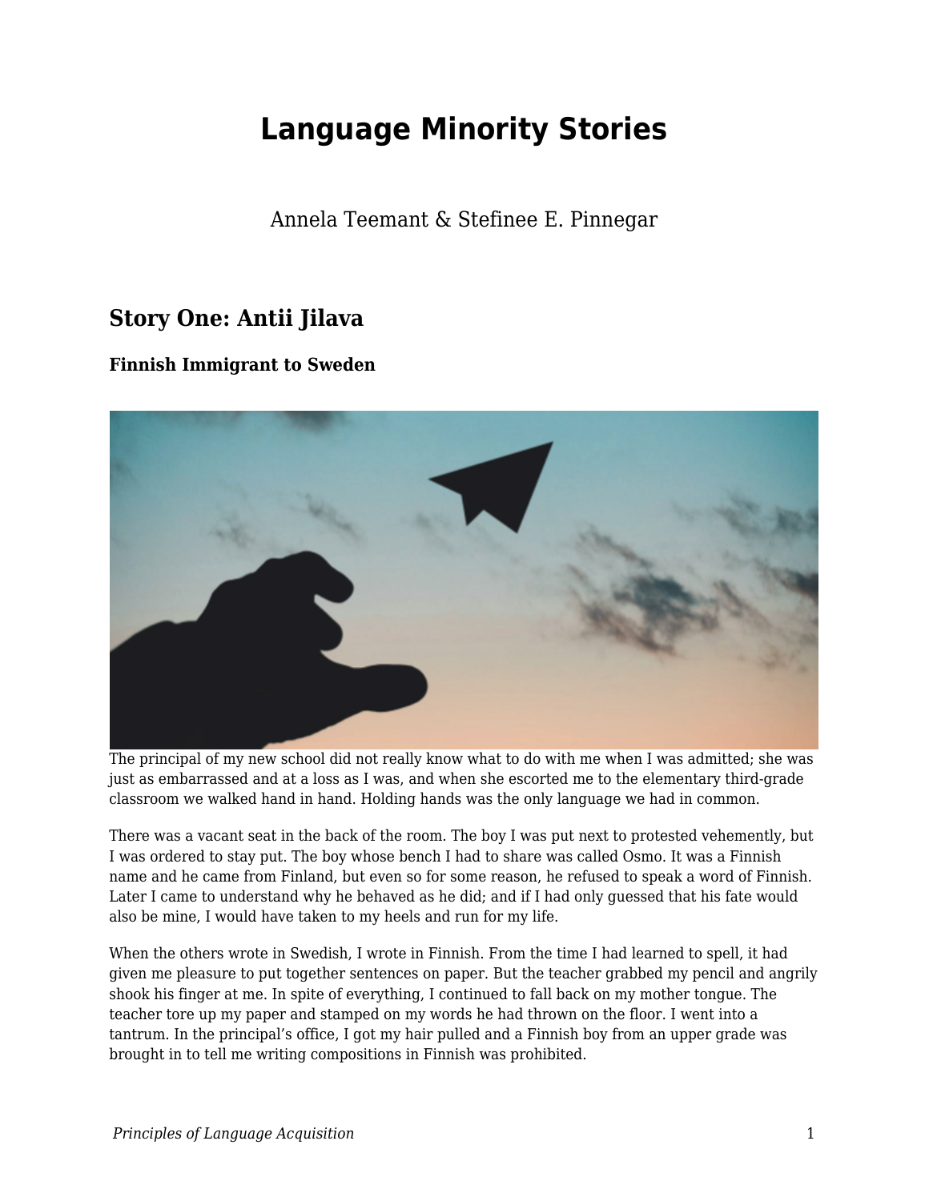# Language Minority Stories

Annela Teemant & Stefinee E. Pinnegar

## Story One: Antii Jilava

### Finnish Immigrant to Sweden

The principal of my new school did not really know what to do with me when I was admitted; she was just as embarrassed and at a loss as I was, and when she escorted me to the elementary third-grade classroom we walked hand in hand. Holding hands was the only language we had in common.

There was a vacant seat in the back of the room. The boy I was put next to protested vehemently, but I was ordered to stay put. The boy whose bench I had to share was called Osmo. It was a Finnish name and he came from Finland, but even so for some reason, he refused to speak a word of Finnish. Later I came to understand why he behaved as he did; and if I had only guessed that his fate would also be mine, I would have taken to my heels and run for my life.

When the others wrote in Swedish, I wrote in Finnish. From the time I had learned to spell, it had given me pleasure to put together sentences on paper. But the teacher grabbed my pencil and angrily shook his finger at me. In spite of everything, I continued to fall back on my mother tongue. The teacher tore up my paper and stamped on my words he had thrown on the floor. I went into a tantrum. In the principal's office, I got my hair pulled and a Finnish boy from an upper grade was brought in to tell me writing compositions in Finnish was prohibited.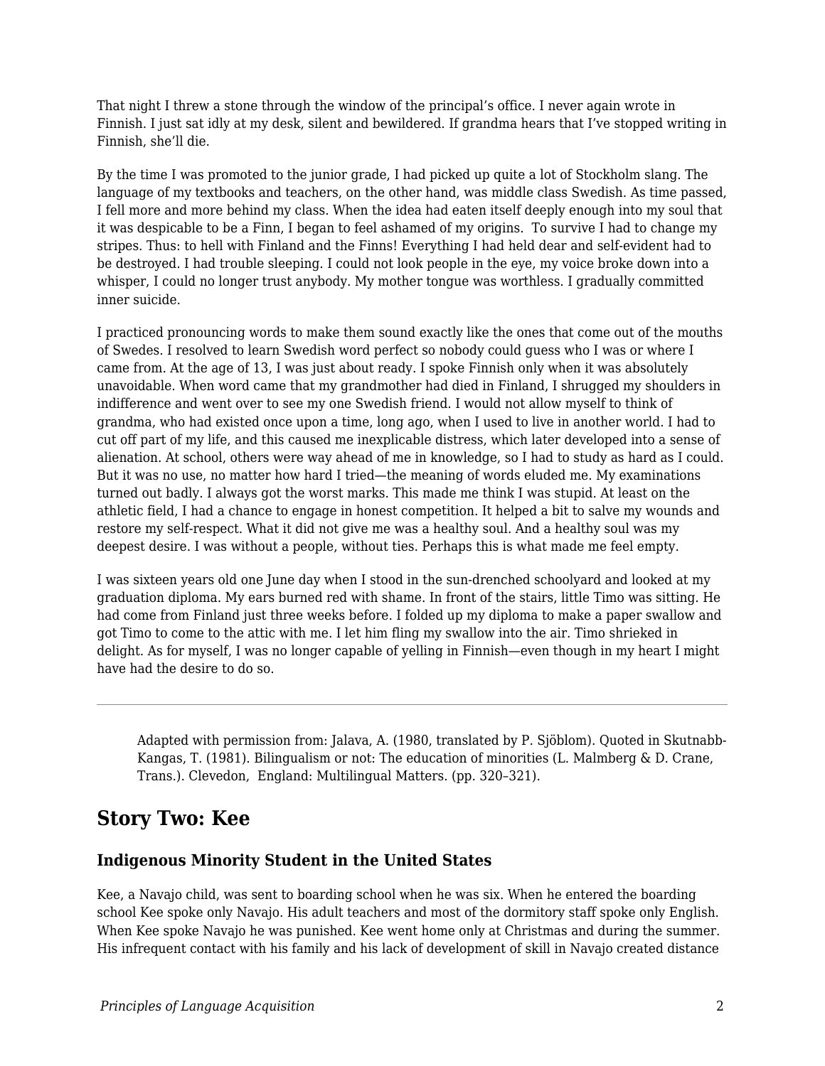That night I threw a stone through the window of the principal's office. I never again wrote in Finnish. I just sat idly at my desk, silent and bewildered. If grandma hears that I've stopped writing in Finnish, she'll die.

By the time I was promoted to the junior grade, I had picked up quite a lot of Stockholm slang. The language of my textbooks and teachers, on the other hand, was middle class Swedish. As time passed, I fell more and more behind my class. When the idea had eaten itself deeply enough into my soul that it was despicable to be a Finn, I began to feel ashamed of my origins. To survive I had to change my stripes. Thus: to hell with Finland and the Finns! Everything I had held dear and self-evident had to be destroyed. I had trouble sleeping. I could not look people in the eye, my voice broke down into a whisper, I could no longer trust anybody. My mother tongue was worthless. I gradually committed inner suicide.

I practiced pronouncing words to make them sound exactly like the ones that come out of the mouths of Swedes. I resolved to learn Swedish word perfect so nobody could guess who I was or where I came from. At the age of 13, I was just about ready. I spoke Finnish only when it was absolutely unavoidable. When word came that my grandmother had died in Finland, I shrugged my shoulders in indifference and went over to see my one Swedish friend. I would not allow myself to think of grandma, who had existed once upon a time, long ago, when I used to live in another world. I had to cut off part of my life, and this caused me inexplicable distress, which later developed into a sense of alienation. At school, others were way ahead of me in knowledge, so I had to study as hard as I could. But it was no use, no matter how hard I tried—the meaning of words eluded me. My examinations turned out badly. I always got the worst marks. This made me think I was stupid. At least on the athletic field, I had a chance to engage in honest competition. It helped a bit to salve my wounds and restore my self-respect. What it did not give me was a healthy soul. And a healthy soul was my deepest desire. I was without a people, without ties. Perhaps this is what made me feel empty.

I was sixteen years old one June day when I stood in the sun-drenched schoolyard and looked at my graduation diploma. My ears burned red with shame. In front of the stairs, little Timo was sitting. He had come from Finland just three weeks before. I folded up my diploma to make a paper swallow and got Timo to come to the attic with me. I let him fling my swallow into the air. Timo shrieked in delight. As for myself, I was no longer capable of yelling in Finnish—even though in my heart I might have had the desire to do so.

---

> Adapted with permission from: Jalava, A. (1980, translated by P. Sjöblom). Quoted in Skutnabb-Kangas, T. (1981). Bilingualism or not: The education of minorities (L. Malmberg & D. Crane, Trans.). Clevedon, England: Multilingual Matters. (pp. 320–321).

## Story Two: Kee

### Indigenous Minority Student in the United States

Kee, a Navajo child, was sent to boarding school when he was six. When he entered the boarding school Kee spoke only Navajo. His adult teachers and most of the dormitory staff spoke only English. When Kee spoke Navajo he was punished. Kee went home only at Christmas and during the summer. His infrequent contact with his family and his lack of development of skill in Navajo created distance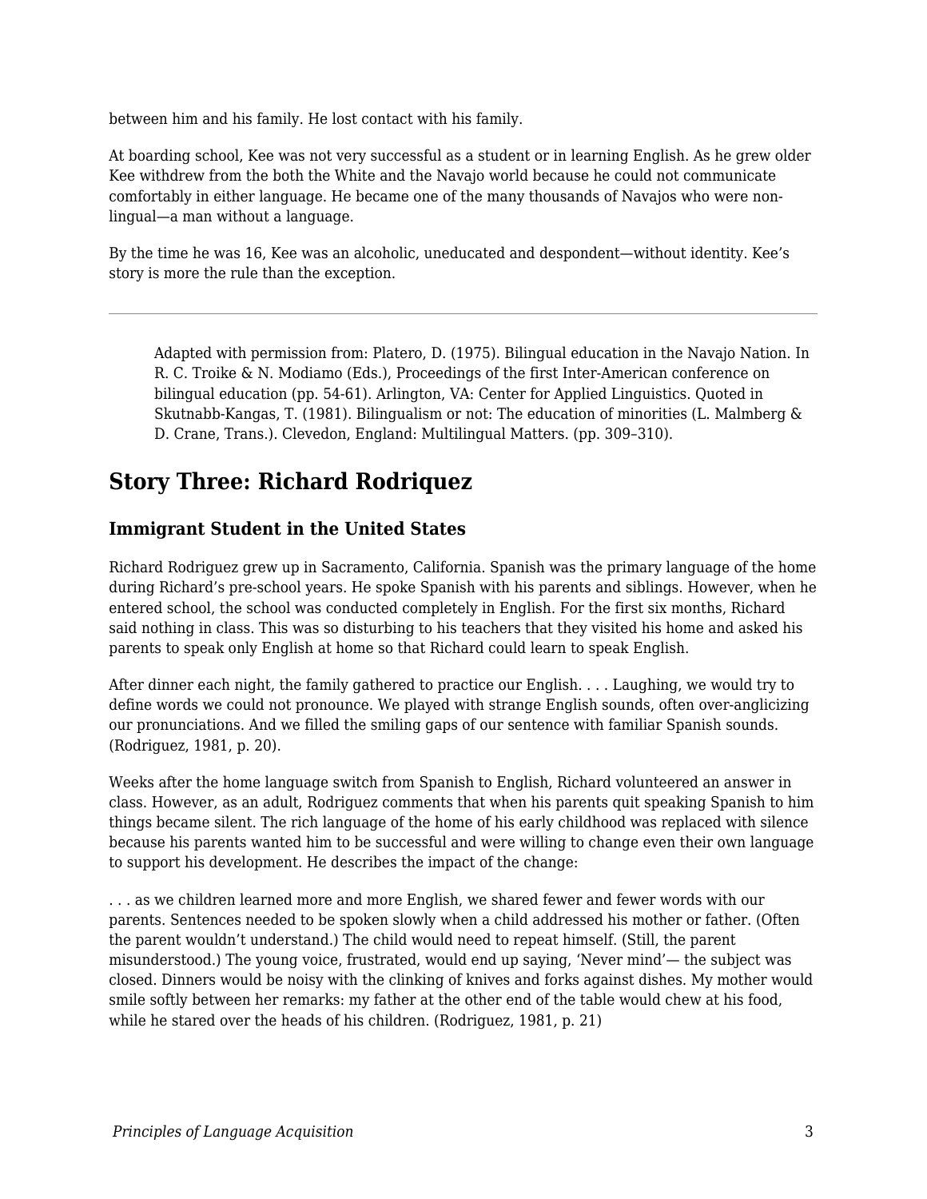between him and his family. He lost contact with his family.

At boarding school, Kee was not very successful as a student or in learning English. As he grew older Kee withdrew from the both the White and the Navajo world because he could not communicate comfortably in either language. He became one of the many thousands of Navajos who were non-lingual—a man without a language.

By the time he was 16, Kee was an alcoholic, uneducated and despondent—without identity. Kee's story is more the rule than the exception.

---

> Adapted with permission from: Platero, D. (1975). Bilingual education in the Navajo Nation. In R. C. Troike & N. Modiamo (Eds.), Proceedings of the first Inter-American conference on bilingual education (pp. 54-61). Arlington, VA: Center for Applied Linguistics. Quoted in Skutnabb-Kangas, T. (1981). Bilingualism or not: The education of minorities (L. Malmberg & D. Crane, Trans.). Clevedon, England: Multilingual Matters. (pp. 309–310).

## Story Three: Richard Rodriquez

### Immigrant Student in the United States

Richard Rodriguez grew up in Sacramento, California. Spanish was the primary language of the home during Richard's pre-school years. He spoke Spanish with his parents and siblings. However, when he entered school, the school was conducted completely in English. For the first six months, Richard said nothing in class. This was so disturbing to his teachers that they visited his home and asked his parents to speak only English at home so that Richard could learn to speak English.

After dinner each night, the family gathered to practice our English. . . . Laughing, we would try to define words we could not pronounce. We played with strange English sounds, often over-anglicizing our pronunciations. And we filled the smiling gaps of our sentence with familiar Spanish sounds. (Rodriguez, 1981, p. 20).

Weeks after the home language switch from Spanish to English, Richard volunteered an answer in class. However, as an adult, Rodriguez comments that when his parents quit speaking Spanish to him things became silent. The rich language of the home of his early childhood was replaced with silence because his parents wanted him to be successful and were willing to change even their own language to support his development. He describes the impact of the change:

. . . as we children learned more and more English, we shared fewer and fewer words with our parents. Sentences needed to be spoken slowly when a child addressed his mother or father. (Often the parent wouldn't understand.) The child would need to repeat himself. (Still, the parent misunderstood.) The young voice, frustrated, would end up saying, 'Never mind'— the subject was closed. Dinners would be noisy with the clinking of knives and forks against dishes. My mother would smile softly between her remarks: my father at the other end of the table would chew at his food, while he stared over the heads of his children. (Rodriguez, 1981, p. 21)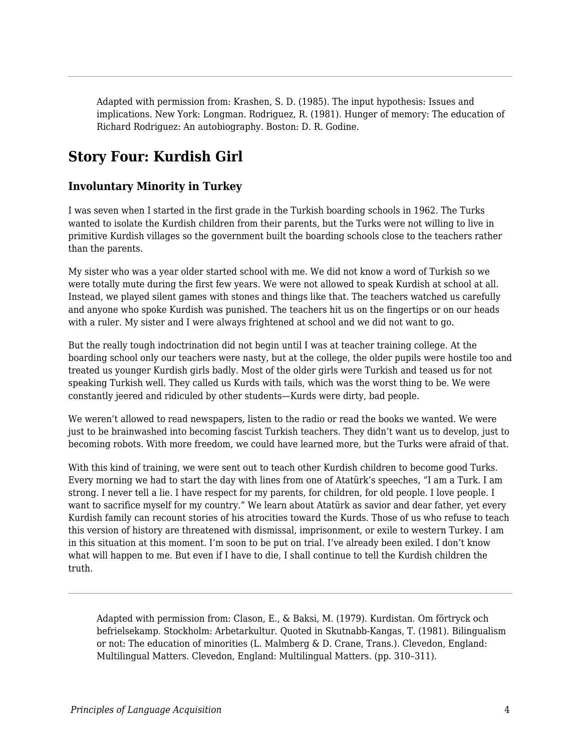> Adapted with permission from: Krashen, S. D. (1985). The input hypothesis: Issues and implications. New York: Longman. Rodriguez, R. (1981). Hunger of memory: The education of Richard Rodriguez: An autobiography. Boston: D. R. Godine.

## Story Four: Kurdish Girl

### Involuntary Minority in Turkey

I was seven when I started in the first grade in the Turkish boarding schools in 1962. The Turks wanted to isolate the Kurdish children from their parents, but the Turks were not willing to live in primitive Kurdish villages so the government built the boarding schools close to the teachers rather than the parents.

My sister who was a year older started school with me. We did not know a word of Turkish so we were totally mute during the first few years. We were not allowed to speak Kurdish at school at all. Instead, we played silent games with stones and things like that. The teachers watched us carefully and anyone who spoke Kurdish was punished. The teachers hit us on the fingertips or on our heads with a ruler. My sister and I were always frightened at school and we did not want to go.

But the really tough indoctrination did not begin until I was at teacher training college. At the boarding school only our teachers were nasty, but at the college, the older pupils were hostile too and treated us younger Kurdish girls badly. Most of the older girls were Turkish and teased us for not speaking Turkish well. They called us Kurds with tails, which was the worst thing to be. We were constantly jeered and ridiculed by other students—Kurds were dirty, bad people.

We weren't allowed to read newspapers, listen to the radio or read the books we wanted. We were just to be brainwashed into becoming fascist Turkish teachers. They didn't want us to develop, just to becoming robots. With more freedom, we could have learned more, but the Turks were afraid of that.

With this kind of training, we were sent out to teach other Kurdish children to become good Turks. Every morning we had to start the day with lines from one of Atatürk's speeches, "I am a Turk. I am strong. I never tell a lie. I have respect for my parents, for children, for old people. I love people. I want to sacrifice myself for my country." We learn about Atatürk as savior and dear father, yet every Kurdish family can recount stories of his atrocities toward the Kurds. Those of us who refuse to teach this version of history are threatened with dismissal, imprisonment, or exile to western Turkey. I am in this situation at this moment. I'm soon to be put on trial. I've already been exiled. I don't know what will happen to me. But even if I have to die, I shall continue to tell the Kurdish children the truth.

---

> Adapted with permission from: Clason, E., & Baksi, M. (1979). Kurdistan. Om förtryck och befrielsekamp. Stockholm: Arbetarkultur. Quoted in Skutnabb-Kangas, T. (1981). Bilingualism or not: The education of minorities (L. Malmberg & D. Crane, Trans.). Clevedon, England: Multilingual Matters. Clevedon, England: Multilingual Matters. (pp. 310–311).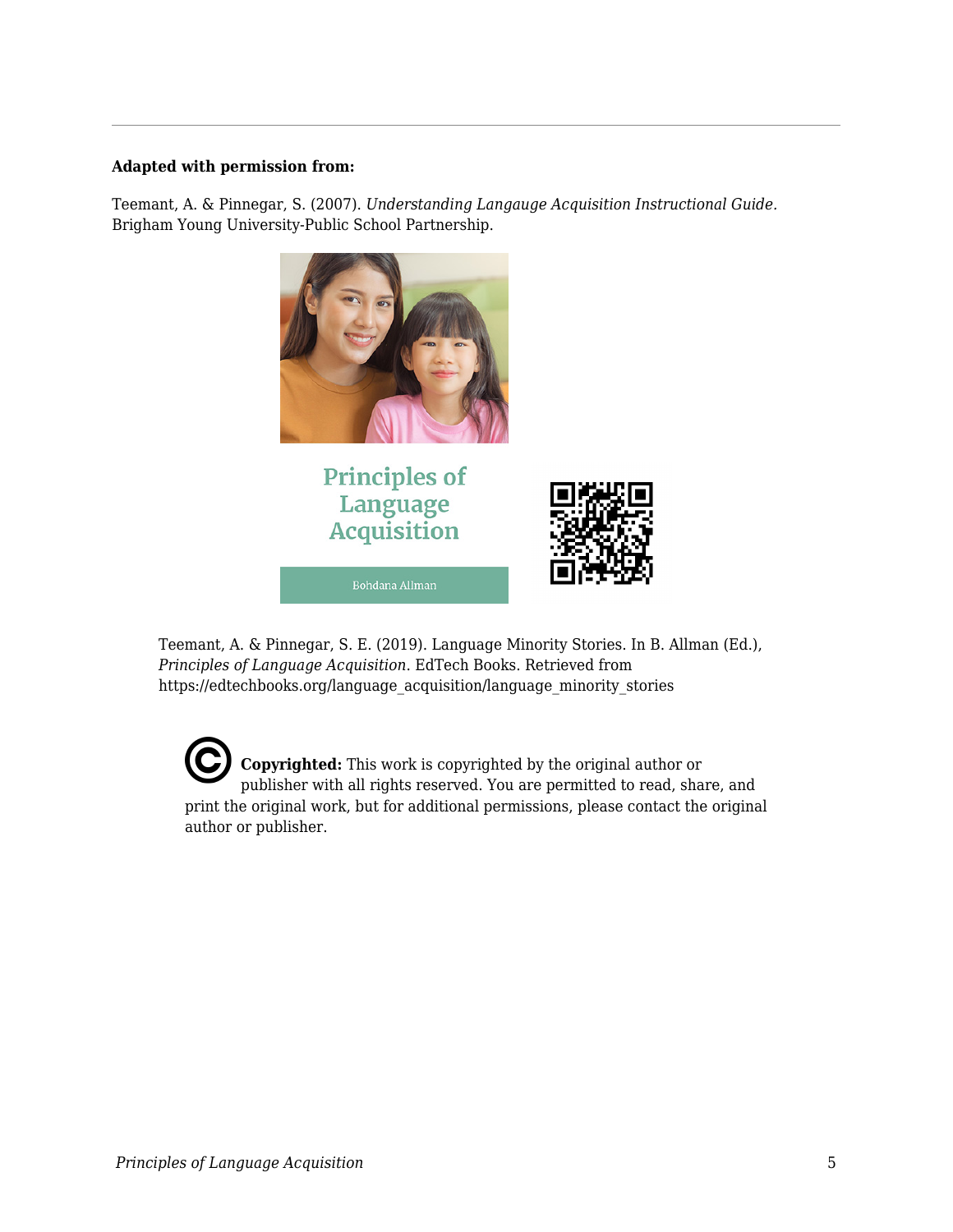**Adapted with permission from:**

Teemant, A. & Pinnegar, S. (2007). *Understanding Langauge Acquisition Instructional Guide*. Brigham Young University-Public School Partnership.

Principles of Language Acquisition

Bohdana Allman

Teemant, A. & Pinnegar, S. E. (2019). Language Minority Stories. In B. Allman (Ed.), *Principles of Language Acquisition*. EdTech Books. Retrieved from https://edtechbooks.org/language_acquisition/language_minority_stories

**Copyrighted:** This work is copyrighted by the original author or publisher with all rights reserved. You are permitted to read, share, and print the original work, but for additional permissions, please contact the original author or publisher.